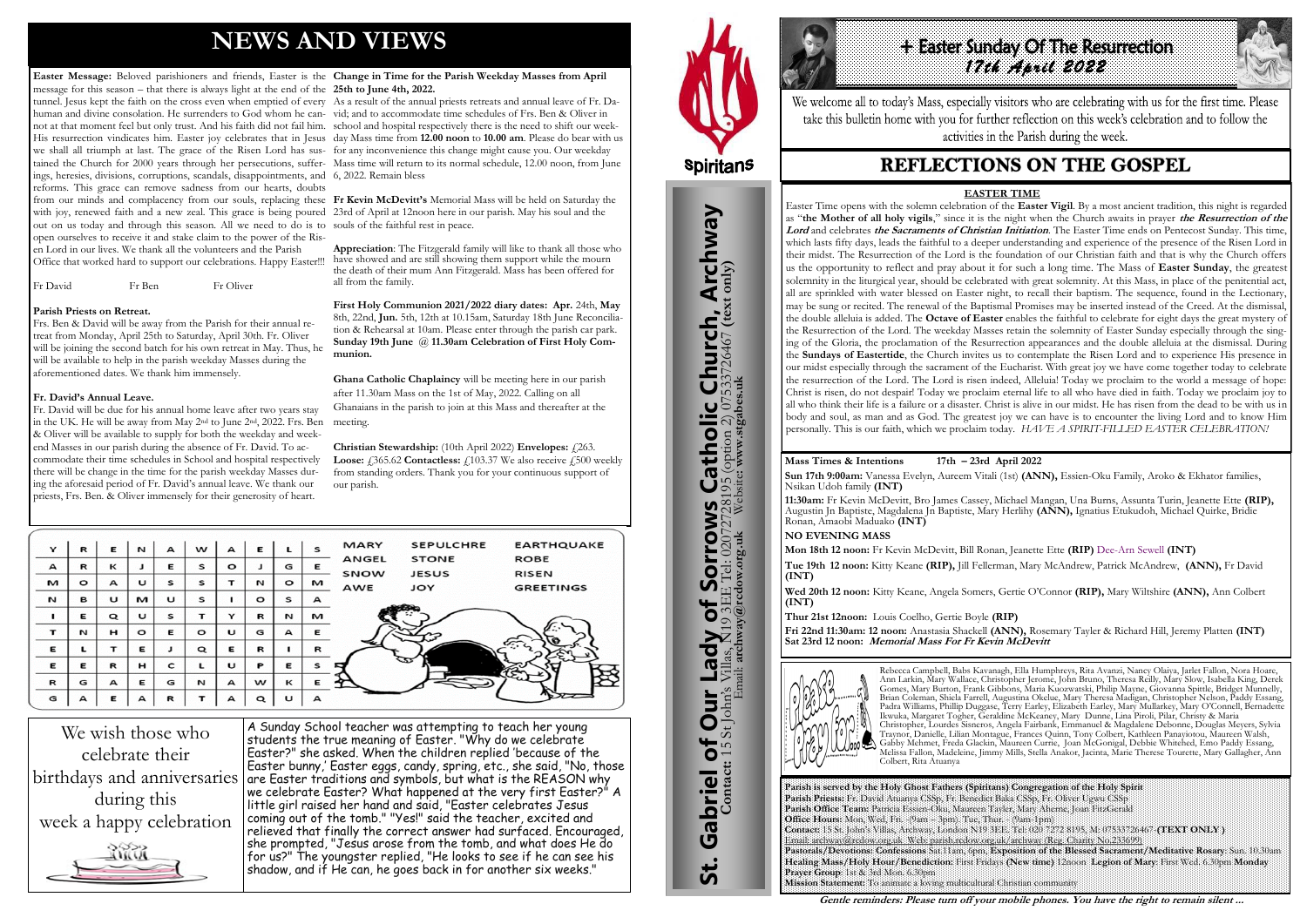# NEWS AND VIEWS

**Easter Message:** Beloved parishioners and friends, Easter is the message for this season – that there is always light at the end of the tunnel. Jesus kept the faith on the cross even when emptied of every human and divine consolation. He surrenders to God whom he cannot at that moment feel but only trust. And his faith did not fail him. His resurrection vindicates him. Easter joy celebrates that in Jesus we shall all triumph at last. The grace of the Risen Lord has sustained the Church for 2000 years through her persecutions, sufferings, heresies, divisions, corruptions, scandals, disappointments, and reforms. This grace can remove sadness from our hearts, doubts from our minds and complacency from our souls, replacing these with joy, renewed faith and a new zeal. This grace is being poured out on us today and through this season. All we need to do is to open ourselves to receive it and stake claim to the power of the Risen Lord in our lives. We thank all the volunteers and the Parish Office that worked hard to support our celebrations. Happy Easter!!!

Fr David Fr Ben Fr Oliver

**Parish Priests on Retreat.**
Frs. Ben & David will be away from the Parish for their annual retreat from Monday, April 25th to Saturday, April 30th. Fr. Oliver will be joining the second batch for his own retreat in May. Thus, he will be available to help in the parish weekday Masses during the aforementioned dates. We thank him immensely.

**Fr. David's Annual Leave.**
Fr. David will be due for his annual home leave after two years stay in the UK. He will be away from May 2nd to June 2nd, 2022. Frs. Ben & Oliver will be available to supply for both the weekday and weekend Masses in our parish during the absence of Fr. David. To accommodate their time schedules in School and hospital respectively there will be change in the time for the parish weekday Masses during the aforesaid period of Fr. David's annual leave. We thank our priests, Frs. Ben. & Oliver immensely for their generosity of heart.

**Change in Time for the Parish Weekday Masses from April 25th to June 4th, 2022.**
As a result of the annual priests retreats and annual leave of Fr. David; and to accommodate time schedules of Frs. Ben & Oliver in school and hospital respectively there is need to shift our weekday Mass time from **12.00 noon** to **10.00 am**. Please do bear with us for any inconvenience this change might cause you. Our weekday Mass time will return to its normal schedule, 12.00 noon, from June 6, 2022. Remain bless

**Fr Kevin McDevitt's** Memorial Mass will be held on Saturday the 23rd of April at 12noon here in our parish. May his soul and the souls of the faithful rest in peace.

**Appreciation**: The Fitzgerald family will like to thank all those who have showed and are still showing them support while the mourn the death of their mum Ann Fitzgerald. Mass has been offered for all from the family.

**First Holy Communion 2021/2022 diary dates: Apr.** 24th, **May** 8th, 22nd, **Jun.** 5th, 12th at 10.15am, Saturday 18th June Reconciliation & Rehearsal at 10am. Please enter through the parish car park. **Sunday 19th June @ 11.30am Celebration of First Holy Communion.**

**Ghana Catholic Chaplaincy** will be meeting here in our parish after 11.30am Mass on the 1st of May, 2022. Calling on all Ghanaians in the parish to join at this Mass and thereafter at the meeting.

**Christian Stewardship:** (10th April 2022) **Envelopes:** £263. **Loose:** £365.62 **Contactless:** £103.37 We also receive £500 weekly from standing orders. Thank you for your continuous support of our parish.

| Y | R | E | N | A | W | A | E | L | S |
|---|---|---|---|---|---|---|---|---|---|
| A | R | K | J | E | S | O | J | G | E |
| M | O | A | U | S | S | T | N | O | M |
| N | B | U | M | U | S | I | O | S | A |
| I | E | Q | U | S | T | Y | R | N | M |
| T | N | H | O | E | O | U | G | A | E |
| E | L | T | E | J | Q | E | R | I | R |
| E | E | R | H | C | L | U | P | E | S |
| R | G | A | E | G | N | A | W | K | E |
| G | A | E | A | R | T | A | Q | U | A |

MARY, ANGEL, SNOW, AWE, SEPULCHRE, STONE, JESUS, JOY, EARTHQUAKE, ROBE, RISEN, GREETINGS

We wish those who celebrate their birthdays and anniversaries during this week a happy celebration

A Sunday School teacher was attempting to teach her young students the true meaning of Easter. "Why do we celebrate Easter?" she asked. When the children replied 'because of the Easter bunny,' Easter eggs, candy, spring, etc., she said, "No, those are Easter traditions and symbols, but what is the REASON why we celebrate Easter? What happened at the very first Easter?" A little girl raised her hand and said, "Easter celebrates Jesus coming out of the tomb." "Yes!" said the teacher, excited and relieved that finally the correct answer had surfaced. Encouraged, she prompted, "Jesus arose from the tomb, and what does He do for us?" The youngster replied, "He looks to see if he can see his shadow, and if He can, he goes back in for another six weeks."

Spiritans

# St. Gabriel of Our Lady of Sorrows Catholic Church, Archway

**Contact:** 15 St John's Villas, N19 3EE Tel: 02072728195 (option 2) 07533726467 **(text only)**
Email: **archway@redow.org.uk** Website: **www.stgabes.uk**

# + Easter Sunday Of The Resurrection
*17th April 2022*

We welcome all to today's Mass, especially visitors who are celebrating with us for the first time. Please take this bulletin home with you for further reflection on this week's celebration and to follow the activities in the Parish during the week.

## REFLECTIONS ON THE GOSPEL

**EASTER TIME**

Easter Time opens with the solemn celebration of the **Easter Vigil**. By a most ancient tradition, this night is regarded as "**the Mother of all holy vigils**," since it is the night when the Church awaits in prayer ***the Resurrection of the Lord*** and celebrates ***the Sacraments of Christian Initiation***. The Easter Time ends on Pentecost Sunday. This time, which lasts fifty days, leads the faithful to a deeper understanding and experience of the presence of the Risen Lord in their midst. The Resurrection of the Lord is the foundation of our Christian faith and that is why the Church offers us the opportunity to reflect and pray about it for such a long time. The Mass of **Easter Sunday**, the greatest solemnity in the liturgical year, should be celebrated with great solemnity. At this Mass, in place of the penitential act, all are sprinkled with water blessed on Easter night, to recall their baptism. The sequence, found in the Lectionary, may be sung or recited. The renewal of the Baptismal Promises may be inserted instead of the Creed. At the dismissal, the double alleluia is added. The **Octave of Easter** enables the faithful to celebrate for eight days the great mystery of the Resurrection of the Lord. The weekday Masses retain the solemnity of Easter Sunday especially through the singing of the Gloria, the proclamation of the Resurrection appearances and the double alleluia at the dismissal. During the **Sundays of Eastertide**, the Church invites us to contemplate the Risen Lord and to experience His presence in our midst especially through the sacrament of the Eucharist. With great joy we have come together today to celebrate the resurrection of the Lord. The Lord is risen indeed, Alleluia! Today we proclaim to the world a message of hope: Christ is risen, do not despair! Today we proclaim eternal life to all who have died in faith. Today we proclaim joy to all who think their life is a failure or a disaster. Christ is alive in our midst. He has risen from the dead to be with us in body and soul, as man and as God. The greatest joy we can have is to encounter the living Lord and to know Him personally. This is our faith, which we proclaim today. *HAVE A SPIRIT-FILLED EASTER CELEBRATION!*

**Mass Times & Intentions 17th – 23rd April 2022**

**Sun 17th 9:00am:** Vanessa Evelyn, Aureem Vitali (1st) **(ANN),** Essien-Oku Family, Aroko & Ekhator families, Nsikan Udoh family **(INT)**

**11:30am:** Fr Kevin McDevitt, Bro James Cassey, Michael Mangan, Una Burns, Assunta Turin, Jeanette Ette **(RIP),** Augustin Jn Baptiste, Magdalena Jn Baptiste, Mary Herlihy **(ANN),** Ignatius Etukudoh, Michael Quirke, Bridie Ronan, Amaobi Maduako **(INT)**

**NO EVENING MASS**

**Mon 18th 12 noon:** Fr Kevin McDevitt, Bill Ronan, Jeanette Ette **(RIP)** Dee-Ann Sewell **(INT)**

**Tue 19th 12 noon:** Kitty Keane **(RIP),** Jill Fellerman, Mary McAndrew, Patrick McAndrew, **(ANN),** Fr David **(INT)**

**Wed 20th 12 noon:** Kitty Keane, Angela Somers, Gertie O'Connor **(RIP),** Mary Wiltshire **(ANN),** Ann Colbert **(INT)**

**Thur 21st 12noon:** Louis Coelho, Gertie Boyle **(RIP)**

**Fri 22nd 11:30am: 12 noon:** Anastasia Shackell **(ANN),** Rosemary Tayler & Richard Hill, Jeremy Platten **(INT)**

**Sat 23rd 12 noon:** ***Memorial Mass For Fr Kevin McDevitt***

Please pray for...

Rebecca Campbell, Babs Kavanagh, Ella Humphreys, Rita Avanzi, Nancy Olaiya, Jarlet Fallon, Nora Hoare, Ann Larkin, Mary Wallace, Christopher Jerome, John Bruno, Theresa Reilly, Mary Slow, Isabella King, Derek Gomes, Mary Burton, Frank Gibbons, Maria Kuozwatski, Philip Mayne, Giovanna Spittle, Bridget Munnelly, Brian Coleman, Shiela Farrell, Augustina Okelue, Mary Theresa Madigan, Christopher Nelson, Paddy Essang, Padra Williams, Phillip Duggase, Terry Earley, Elizabeth Earley, Mary Mullarkey, Mary O'Connell, Bernadette Ikwuka, Margaret Togher, Geraldine McKeaney, Mary Dunne, Lina Pirolli, Pilar, Christy & Maria Christopher, Lourdes Sisneros, Angela Fairbank, Emmanuel & Magdalene Debonne, Douglas Meyers, Sylvia Traynor, Danielle, Lilian Montague, Frances Quinn, Tony Colbert, Kathleen Panayiotou, Maureen Walsh, Gabby Mehmet, Freda Glackin, Maureen Currie, Joan McGonigal, Debbie Whitehed, Emo Paddy Essang, Melissa Fallon, Madeleine, Jimmy Mills, Stella Anakor, Jacinta, Marie Therese Tourette, Mary Gallagher, Ann Colbert, Rita Atuanya

**Parish is served by the Holy Ghost Fathers (Spiritans) Congregation of the Holy Spirit**
**Parish Priests:** Fr. David Atuanya CSSp, Fr. Benedict Baka CSSp, Fr. Oliver Ugwu CSSp
**Parish Office Team:** Patricia Essien-Oku, Maureen Tayler, Mary Aherne, Joan FitzGerald
**Office Hours:** Mon, Wed, Fri. - (9am – 3pm). Tue, Thur. - (9am-1pm)
**Contact:** 15 St. John's Villas, Archway, London N19 3EE. Tel: 020 7272 8195. M: 07533726467 **(TEXT ONLY)**
Email: archway@rcdow.org.uk. Web: parish.rcdow.org.uk/archway (Reg. Charity No 233699)
**Pastorals/Devotions: Confessions** Sat.11am, 6pm, **Exposition of the Blessed Sacrament/Meditative Rosary**: Sun. 10.30am
**Healing Mass/Holy Hour/Benediction:** First Fridays **(New time)** 12noon **Legion of Mary**: First Wed. 6.30pm **Monday Prayer Group**: 1st & 3rd Mon. 6.30pm
**Mission Statement:** To animate a loving multicultural Christian community

***Gentle reminders: Please turn off your mobile phones. You have the right to remain silent ...***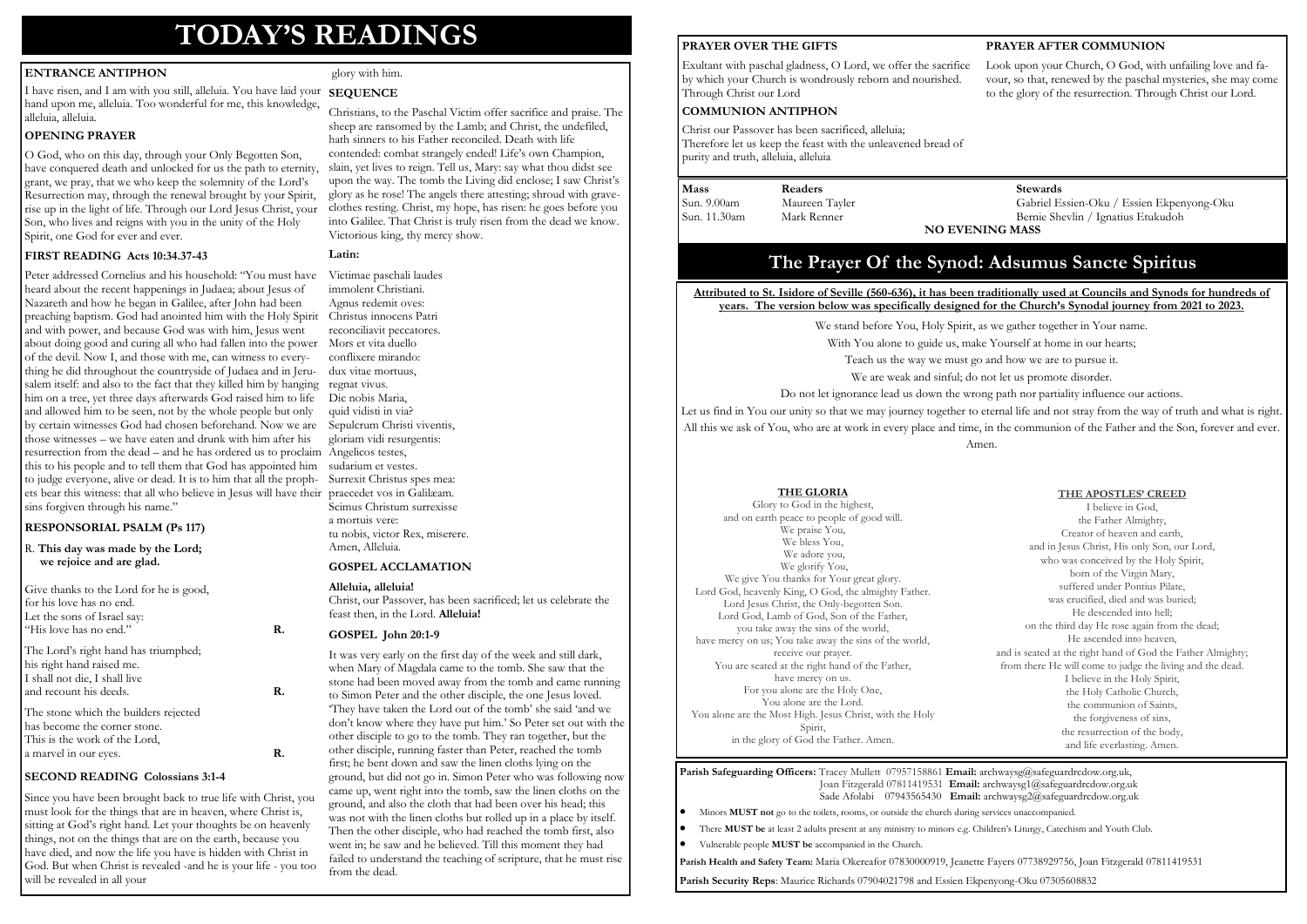# TODAY'S READINGS

## ENTRANCE ANTIPHON

I have risen, and I am with you still, alleluia. You have laid your hand upon me, alleluia. Too wonderful for me, this knowledge, alleluia, alleluia.

## OPENING PRAYER

O God, who on this day, through your Only Begotten Son, have conquered death and unlocked for us the path to eternity, grant, we pray, that we who keep the solemnity of the Lord's Resurrection may, through the renewal brought by your Spirit, rise up in the light of life. Through our Lord Jesus Christ, your Son, who lives and reigns with you in the unity of the Holy Spirit, one God for ever and ever.

## FIRST READING Acts 10:34.37-43

Peter addressed Cornelius and his household: "You must have heard about the recent happenings in Judaea; about Jesus of Nazareth and how he began in Galilee, after John had been preaching baptism. God had anointed him with the Holy Spirit and with power, and because God was with him, Jesus went about doing good and curing all who had fallen into the power of the devil. Now I, and those with me, can witness to everything he did throughout the countryside of Judaea and in Jerusalem itself: and also to the fact that they killed him by hanging him on a tree, yet three days afterwards God raised him to life and allowed him to be seen, not by the whole people but only by certain witnesses God had chosen beforehand. Now we are those witnesses – we have eaten and drunk with him after his resurrection from the dead – and he has ordered us to proclaim this to his people and to tell them that God has appointed him to judge everyone, alive or dead. It is to him that all the prophets bear this witness: that all who believe in Jesus will have their sins forgiven through his name."

## RESPONSORIAL PSALM (Ps 117)

R. **This day was made by the Lord; we rejoice and are glad.**

Give thanks to the Lord for he is good,
for his love has no end.
Let the sons of Israel say:
"His love has no end." **R.**

The Lord's right hand has triumphed;
his right hand raised me.
I shall not die, I shall live
and recount his deeds. **R.**

The stone which the builders rejected
has become the corner stone.
This is the work of the Lord,
a marvel in our eyes. **R.**

## SECOND READING Colossians 3:1-4

Since you have been brought back to true life with Christ, you must look for the things that are in heaven, where Christ is, sitting at God's right hand. Let your thoughts be on heavenly things, not on the things that are on the earth, because you have died, and now the life you have is hidden with Christ in God. But when Christ is revealed -and he is your life - you too will be revealed in all your glory with him.

## SEQUENCE

Christians, to the Paschal Victim offer sacrifice and praise. The sheep are ransomed by the Lamb; and Christ, the undefiled, hath sinners to his Father reconciled. Death with life contended: combat strangely ended! Life's own Champion, slain, yet lives to reign. Tell us, Mary: say what thou didst see upon the way. The tomb the Living did enclose; I saw Christ's glory as he rose! The angels there attesting; shroud with grave-clothes resting. Christ, my hope, has risen: he goes before you into Galilee. That Christ is truly risen from the dead we know. Victorious king, thy mercy show.

**Latin:**

Victimae paschali laudes
immolent Christiani.
Agnus redemit oves:
Christus innocens Patri
reconciliavit peccatores.
Mors et vita duello
conflixere mirando:
dux vitae mortuus,
regnat vivus.
Dic nobis Maria,
quid vidisti in via?
Sepulcrum Christi viventis,
gloriam vidi resurgentis:
Angelicos testes,
sudarium et vestes.
Surrexit Christus spes mea:
praecedet vos in Galilæam.
Scimus Christum surrexisse
a mortuis vere:
tu nobis, victor Rex, miserere.
Amen, Alleluia.

## GOSPEL ACCLAMATION

**Alleluia, alleluia!**
Christ, our Passover, has been sacrificed; let us celebrate the feast then, in the Lord. **Alleluia!**

## GOSPEL John 20:1-9

It was very early on the first day of the week and still dark, when Mary of Magdala came to the tomb. She saw that the stone had been moved away from the tomb and came running to Simon Peter and the other disciple, the one Jesus loved. 'They have taken the Lord out of the tomb' she said 'and we don't know where they have put him.' So Peter set out with the other disciple to go to the tomb. They ran together, but the other disciple, running faster than Peter, reached the tomb first; he bent down and saw the linen cloths lying on the ground, but did not go in. Simon Peter who was following now came up, went right into the tomb, saw the linen cloths on the ground, and also the cloth that had been over his head; this was not with the linen cloths but rolled up in a place by itself. Then the other disciple, who had reached the tomb first, also went in; he saw and he believed. Till this moment they had failed to understand the teaching of scripture, that he must rise from the dead.

## PRAYER OVER THE GIFTS

Exultant with paschal gladness, O Lord, we offer the sacrifice by which your Church is wondrously reborn and nourished. Through Christ our Lord

## COMMUNION ANTIPHON

Christ our Passover has been sacrificed, alleluia;
Therefore let us keep the feast with the unleavened bread of purity and truth, alleluia, alleluia

## PRAYER AFTER COMMUNION

Look upon your Church, O God, with unfailing love and favour, so that, renewed by the paschal mysteries, she may come to the glory of the resurrection. Through Christ our Lord.

| Mass | Readers | Stewards |
|---|---|---|
| Sun. 9.00am | Maureen Tayler | Gabriel Essien-Oku / Essien Ekpenyong-Oku |
| Sun. 11.30am | Mark Renner | Bernie Shevlin / Ignatius Etukudoh |

**NO EVENING MASS**

# The Prayer Of the Synod: Adsumus Sancte Spiritus

**Attributed to St. Isidore of Seville (560-636), it has been traditionally used at Councils and Synods for hundreds of years. The version below was specifically designed for the Church's Synodal journey from 2021 to 2023.**

We stand before You, Holy Spirit, as we gather together in Your name.
With You alone to guide us, make Yourself at home in our hearts;
Teach us the way we must go and how we are to pursue it.
We are weak and sinful; do not let us promote disorder.
Do not let ignorance lead us down the wrong path nor partiality influence our actions.
Let us find in You our unity so that we may journey together to eternal life and not stray from the way of truth and what is right.
All this we ask of You, who are at work in every place and time, in the communion of the Father and the Son, forever and ever.
Amen.

### THE GLORIA

Glory to God in the highest,
and on earth peace to people of good will.
We praise You,
We bless You,
We adore you,
We glorify You,
We give You thanks for Your great glory.
Lord God, heavenly King, O God, the almighty Father.
Lord Jesus Christ, the Only-begotten Son.
Lord God, Lamb of God, Son of the Father,
you take away the sins of the world,
have mercy on us; You take away the sins of the world,
receive our prayer.
You are seated at the right hand of the Father,
have mercy on us.
For you alone are the Holy One,
You alone are the Lord.
You alone are the Most High. Jesus Christ, with the Holy Spirit,
in the glory of God the Father. Amen.

### THE APOSTLES' CREED

I believe in God,
the Father Almighty,
Creator of heaven and earth,
and in Jesus Christ, His only Son, our Lord,
who was conceived by the Holy Spirit,
born of the Virgin Mary,
suffered under Pontius Pilate,
was crucified, died and was buried;
He descended into hell;
on the third day He rose again from the dead;
He ascended into heaven,
and is seated at the right hand of God the Father Almighty;
from there He will come to judge the living and the dead.
I believe in the Holy Spirit,
the Holy Catholic Church,
the communion of Saints,
the forgiveness of sins,
the resurrection of the body,
and life everlasting. Amen.

**Parish Safeguarding Officers:** Tracey Mullett 07957158861 **Email:** archwaysg@safeguardrcdow.org.uk,
Joan Fitzgerald 07811419531 **Email:** archwaysg1@safeguardrcdow.org.uk
Sade Afolabi 07943565430 **Email:** archwaysg2@safeguardrcdow.org.uk

- Minors **MUST not** go to the toilets, rooms, or outside the church during services unaccompanied.
- There **MUST be** at least 2 adults present at any ministry to minors e.g. Children's Liturgy, Catechism and Youth Club.
- Vulnerable people **MUST be** accompanied in the Church.

**Parish Health and Safety Team:** Maria Okereafor 07830000919, Jeanette Fayers 07738929756, Joan Fitzgerald 07811419531

**Parish Security Reps**: Maurice Richards 07904021798 and Essien Ekpenyong-Oku 07305608832